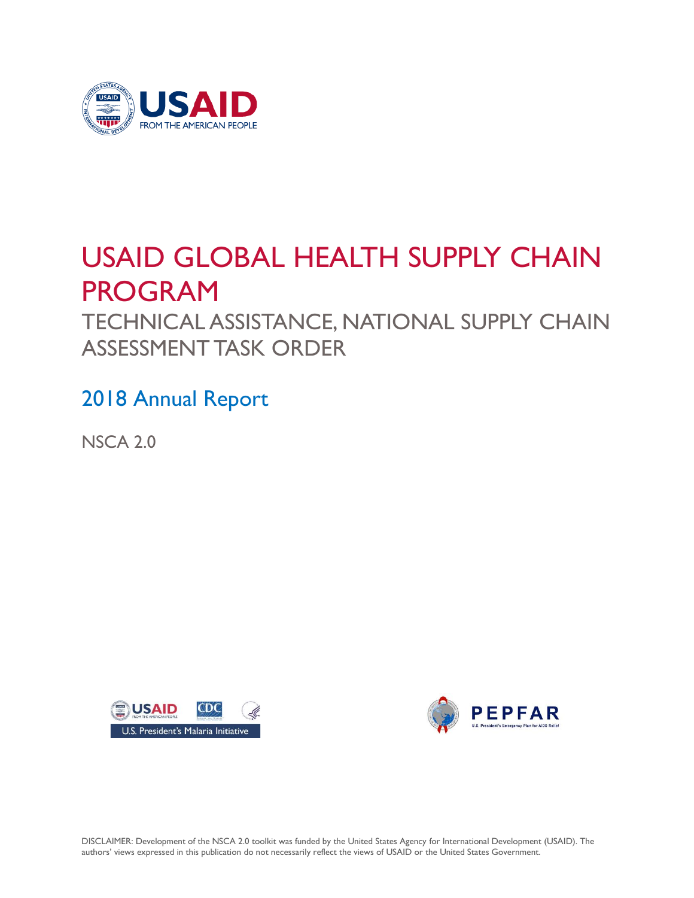USAID
FROM THE AMERICAN PEOPLE

# USAID GLOBAL HEALTH SUPPLY CHAIN PROGRAM

## TECHNICAL ASSISTANCE, NATIONAL SUPPLY CHAIN ASSESSMENT TASK ORDER

### 2018 Annual Report

NSCA 2.0

U.S. President's Malaria Initiative

PEPFAR
U.S. President's Emergency Plan for AIDS Relief

DISCLAIMER: Development of the NSCA 2.0 toolkit was funded by the United States Agency for International Development (USAID). The authors' views expressed in this publication do not necessarily reflect the views of USAID or the United States Government.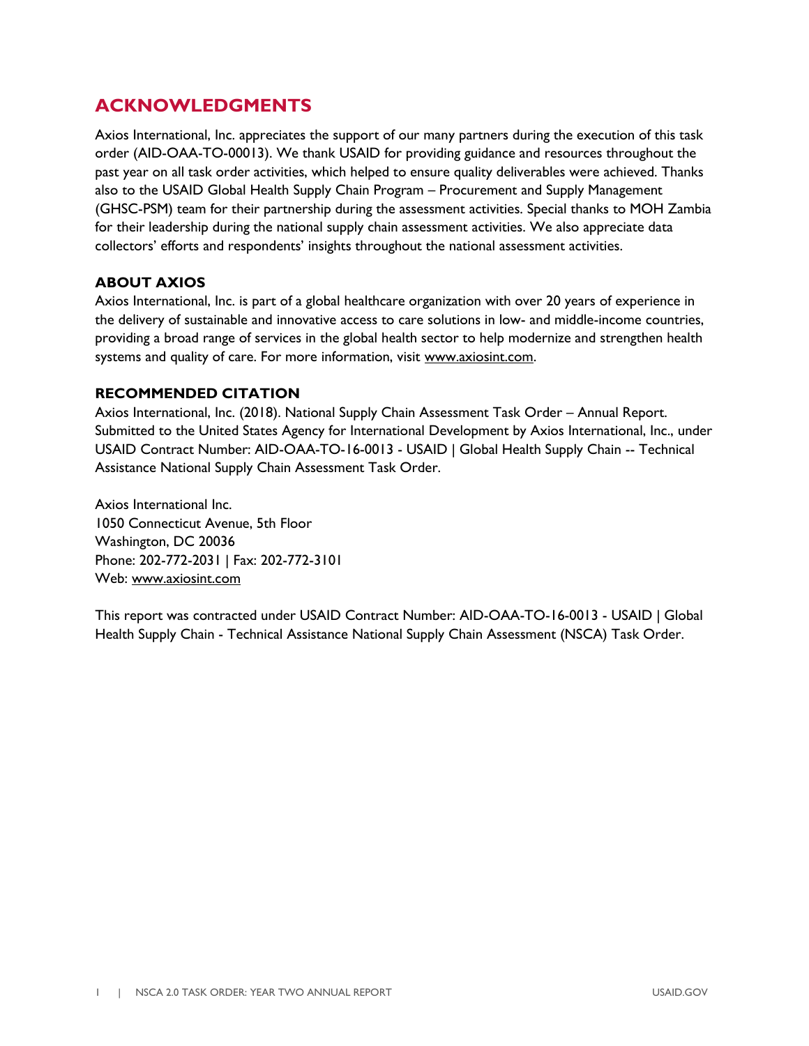# ACKNOWLEDGMENTS

Axios International, Inc. appreciates the support of our many partners during the execution of this task order (AID-OAA-TO-00013). We thank USAID for providing guidance and resources throughout the past year on all task order activities, which helped to ensure quality deliverables were achieved. Thanks also to the USAID Global Health Supply Chain Program – Procurement and Supply Management (GHSC-PSM) team for their partnership during the assessment activities. Special thanks to MOH Zambia for their leadership during the national supply chain assessment activities. We also appreciate data collectors' efforts and respondents' insights throughout the national assessment activities.

### ABOUT AXIOS

Axios International, Inc. is part of a global healthcare organization with over 20 years of experience in the delivery of sustainable and innovative access to care solutions in low- and middle-income countries, providing a broad range of services in the global health sector to help modernize and strengthen health systems and quality of care. For more information, visit www.axiosint.com.

### RECOMMENDED CITATION

Axios International, Inc. (2018). National Supply Chain Assessment Task Order – Annual Report. Submitted to the United States Agency for International Development by Axios International, Inc., under USAID Contract Number: AID-OAA-TO-16-0013 - USAID | Global Health Supply Chain -- Technical Assistance National Supply Chain Assessment Task Order.

Axios International Inc.
1050 Connecticut Avenue, 5th Floor
Washington, DC 20036
Phone: 202-772-2031 | Fax: 202-772-3101
Web: www.axiosint.com

This report was contracted under USAID Contract Number: AID-OAA-TO-16-0013 - USAID | Global Health Supply Chain - Technical Assistance National Supply Chain Assessment (NSCA) Task Order.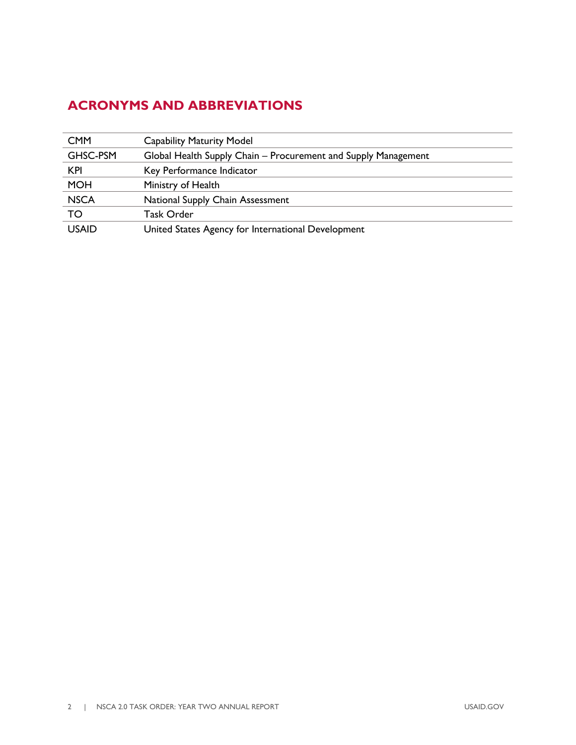## ACRONYMS AND ABBREVIATIONS

| | |
|---|---|
| CMM | Capability Maturity Model |
| GHSC-PSM | Global Health Supply Chain – Procurement and Supply Management |
| KPI | Key Performance Indicator |
| MOH | Ministry of Health |
| NSCA | National Supply Chain Assessment |
| TO | Task Order |
| USAID | United States Agency for International Development |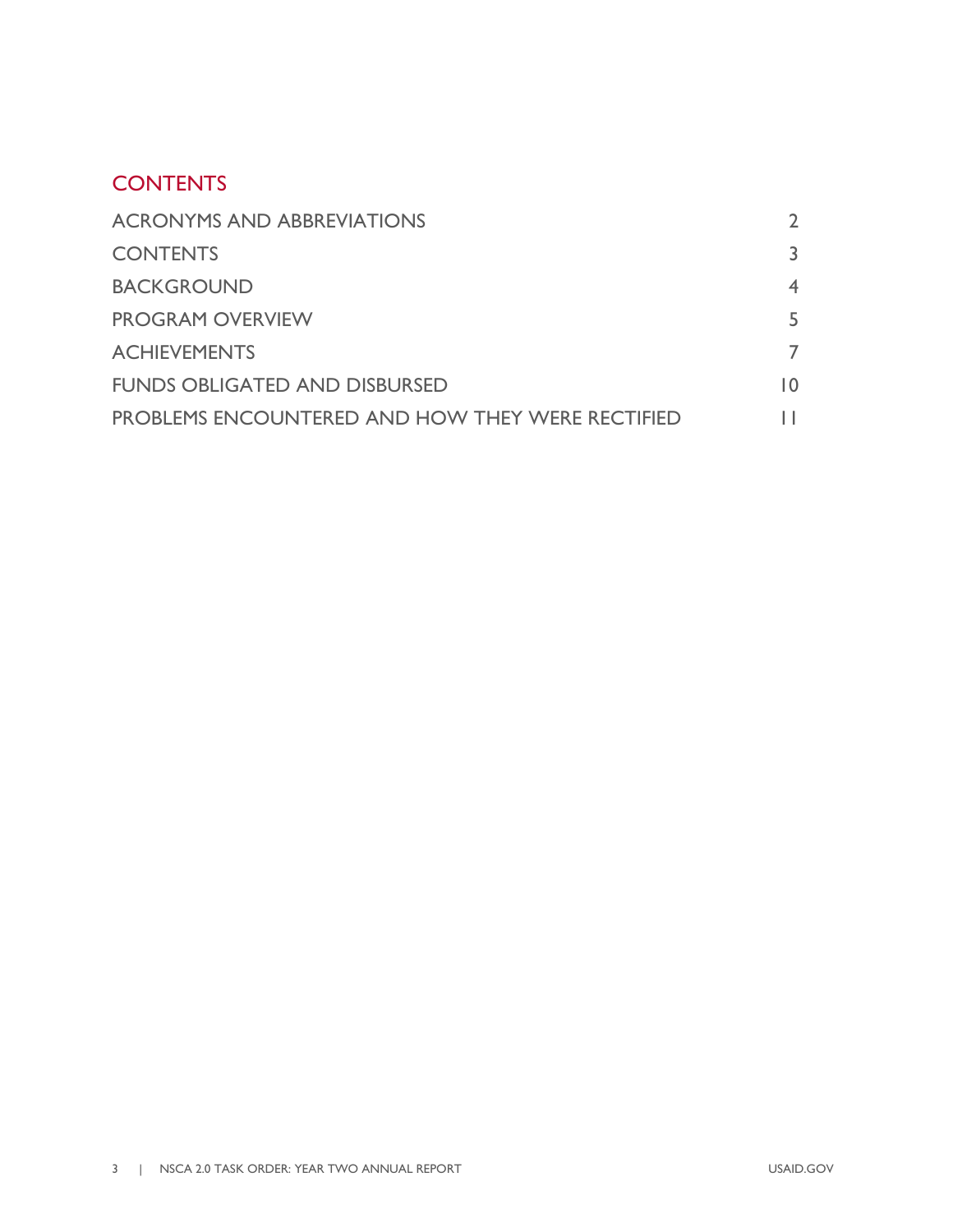## CONTENTS

| | |
|---|---|
| ACRONYMS AND ABBREVIATIONS | 2 |
| CONTENTS | 3 |
| BACKGROUND | 4 |
| PROGRAM OVERVIEW | 5 |
| ACHIEVEMENTS | 7 |
| FUNDS OBLIGATED AND DISBURSED | 10 |
| PROBLEMS ENCOUNTERED AND HOW THEY WERE RECTIFIED | 11 |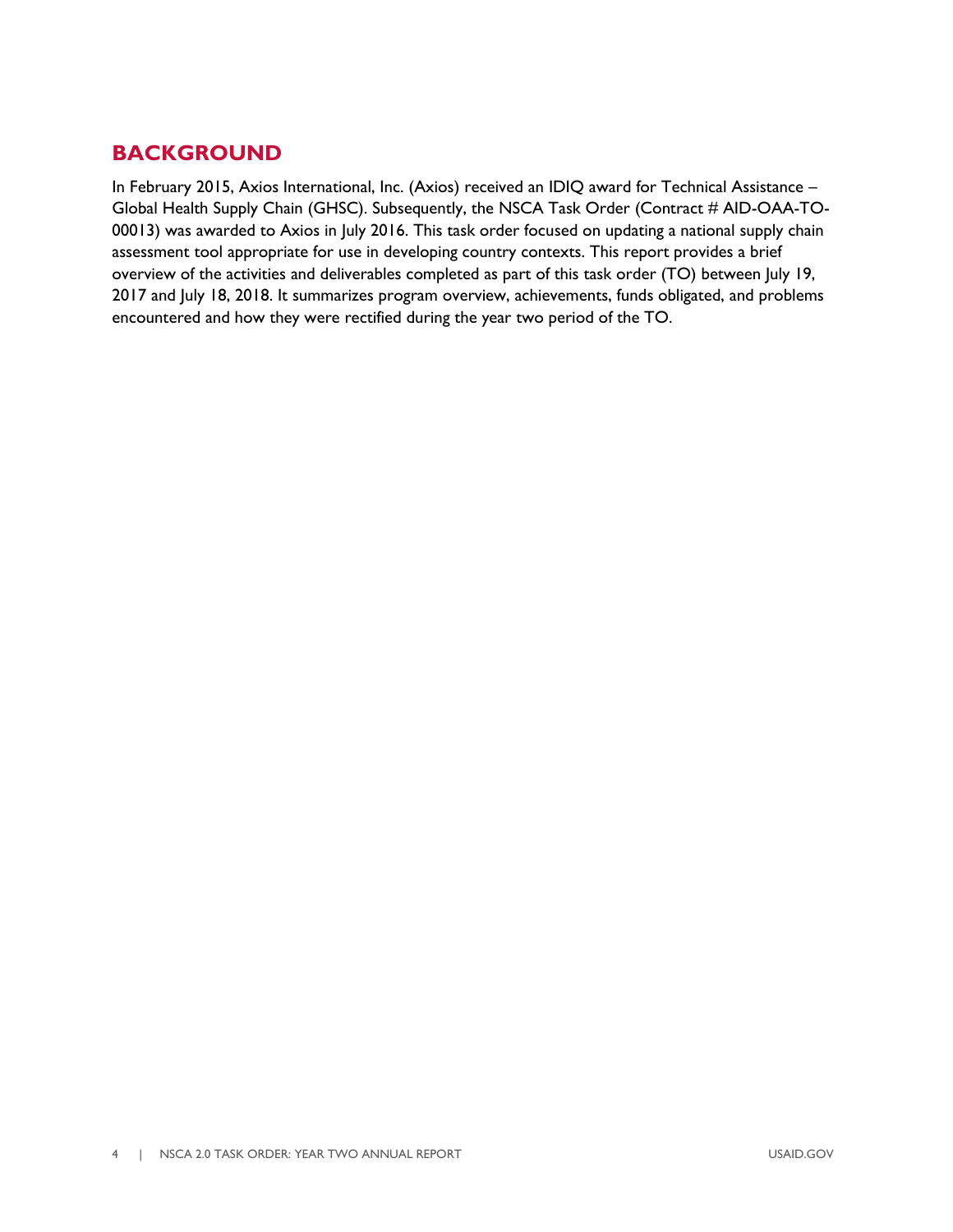## BACKGROUND

In February 2015, Axios International, Inc. (Axios) received an IDIQ award for Technical Assistance – Global Health Supply Chain (GHSC). Subsequently, the NSCA Task Order (Contract # AID-OAA-TO-00013) was awarded to Axios in July 2016. This task order focused on updating a national supply chain assessment tool appropriate for use in developing country contexts. This report provides a brief overview of the activities and deliverables completed as part of this task order (TO) between July 19, 2017 and July 18, 2018. It summarizes program overview, achievements, funds obligated, and problems encountered and how they were rectified during the year two period of the TO.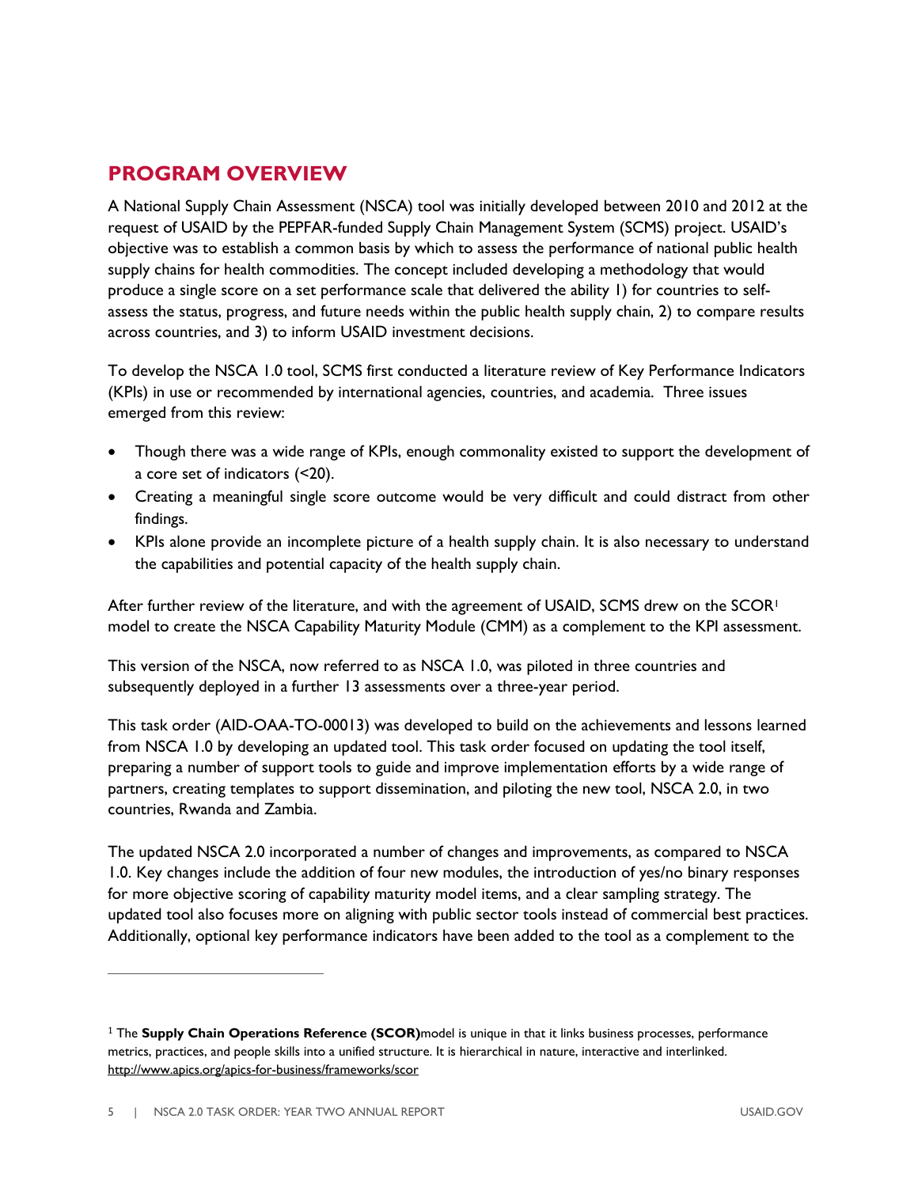## PROGRAM OVERVIEW

A National Supply Chain Assessment (NSCA) tool was initially developed between 2010 and 2012 at the request of USAID by the PEPFAR-funded Supply Chain Management System (SCMS) project. USAID's objective was to establish a common basis by which to assess the performance of national public health supply chains for health commodities. The concept included developing a methodology that would produce a single score on a set performance scale that delivered the ability 1) for countries to self-assess the status, progress, and future needs within the public health supply chain, 2) to compare results across countries, and 3) to inform USAID investment decisions.

To develop the NSCA 1.0 tool, SCMS first conducted a literature review of Key Performance Indicators (KPIs) in use or recommended by international agencies, countries, and academia. Three issues emerged from this review:

- Though there was a wide range of KPIs, enough commonality existed to support the development of a core set of indicators (<20).
- Creating a meaningful single score outcome would be very difficult and could distract from other findings.
- KPIs alone provide an incomplete picture of a health supply chain. It is also necessary to understand the capabilities and potential capacity of the health supply chain.

After further review of the literature, and with the agreement of USAID, SCMS drew on the SCOR[1] model to create the NSCA Capability Maturity Module (CMM) as a complement to the KPI assessment.

This version of the NSCA, now referred to as NSCA 1.0, was piloted in three countries and subsequently deployed in a further 13 assessments over a three-year period.

This task order (AID-OAA-TO-00013) was developed to build on the achievements and lessons learned from NSCA 1.0 by developing an updated tool. This task order focused on updating the tool itself, preparing a number of support tools to guide and improve implementation efforts by a wide range of partners, creating templates to support dissemination, and piloting the new tool, NSCA 2.0, in two countries, Rwanda and Zambia.

The updated NSCA 2.0 incorporated a number of changes and improvements, as compared to NSCA 1.0. Key changes include the addition of four new modules, the introduction of yes/no binary responses for more objective scoring of capability maturity model items, and a clear sampling strategy. The updated tool also focuses more on aligning with public sector tools instead of commercial best practices. Additionally, optional key performance indicators have been added to the tool as a complement to the

---

[1] The **Supply Chain Operations Reference (SCOR)**model is unique in that it links business processes, performance metrics, practices, and people skills into a unified structure. It is hierarchical in nature, interactive and interlinked. http://www.apics.org/apics-for-business/frameworks/scor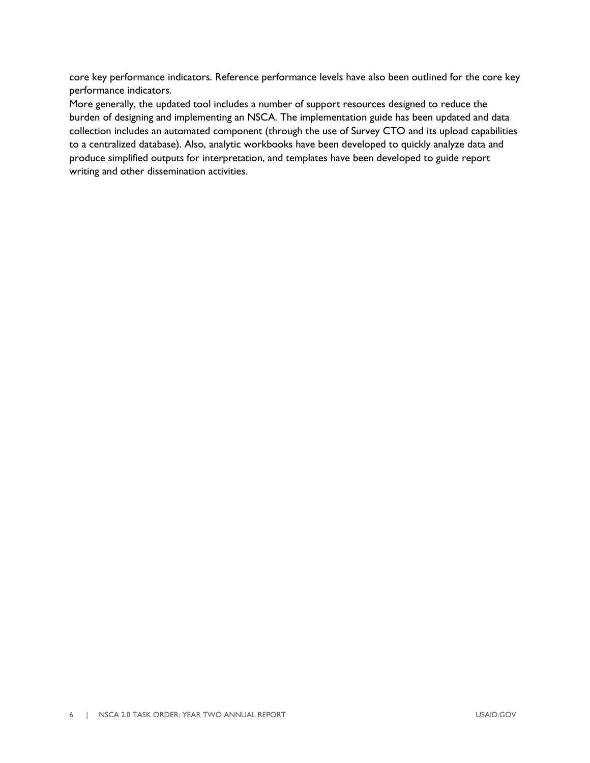core key performance indicators. Reference performance levels have also been outlined for the core key performance indicators.

More generally, the updated tool includes a number of support resources designed to reduce the burden of designing and implementing an NSCA. The implementation guide has been updated and data collection includes an automated component (through the use of Survey CTO and its upload capabilities to a centralized database). Also, analytic workbooks have been developed to quickly analyze data and produce simplified outputs for interpretation, and templates have been developed to guide report writing and other dissemination activities.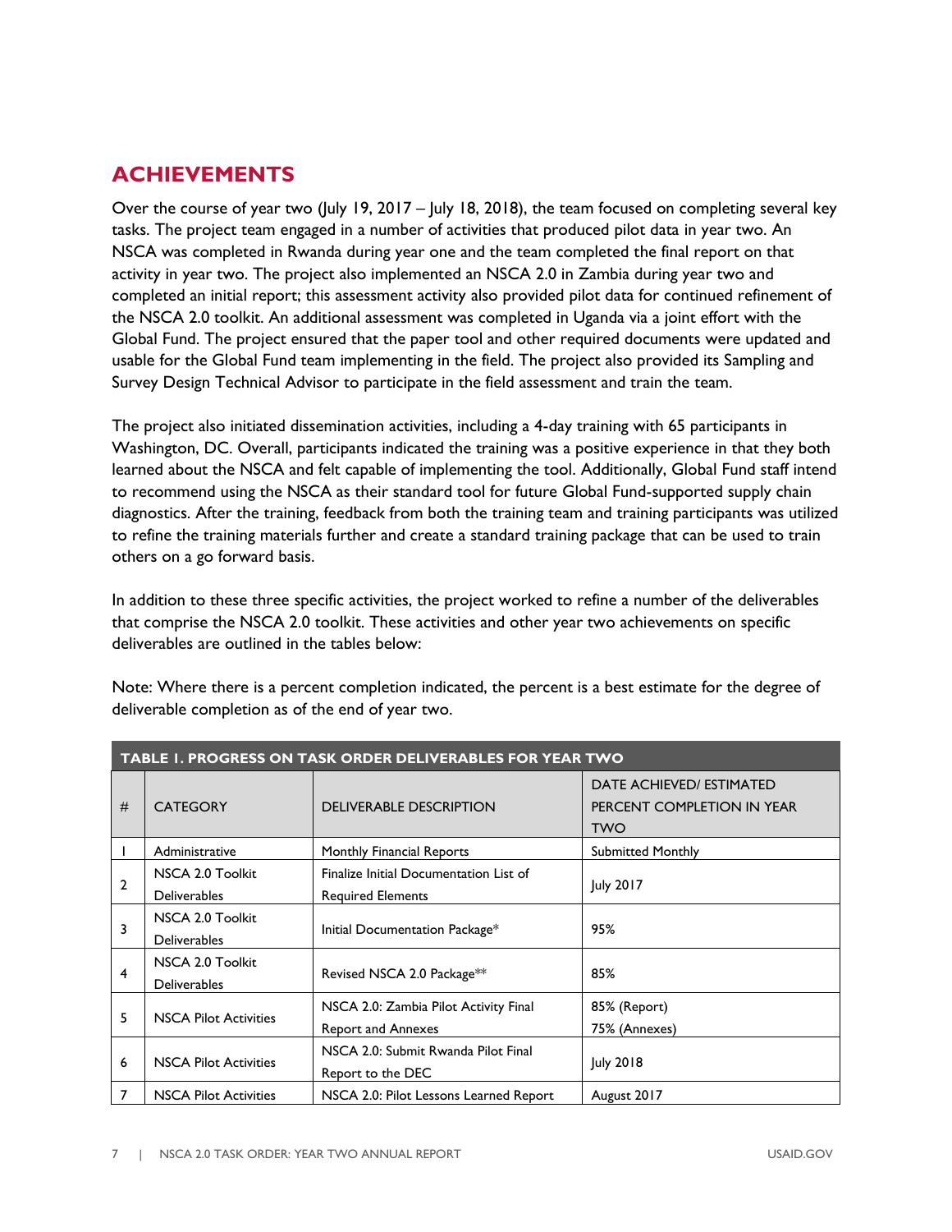## ACHIEVEMENTS

Over the course of year two (July 19, 2017 – July 18, 2018), the team focused on completing several key tasks. The project team engaged in a number of activities that produced pilot data in year two. An NSCA was completed in Rwanda during year one and the team completed the final report on that activity in year two. The project also implemented an NSCA 2.0 in Zambia during year two and completed an initial report; this assessment activity also provided pilot data for continued refinement of the NSCA 2.0 toolkit. An additional assessment was completed in Uganda via a joint effort with the Global Fund. The project ensured that the paper tool and other required documents were updated and usable for the Global Fund team implementing in the field. The project also provided its Sampling and Survey Design Technical Advisor to participate in the field assessment and train the team.

The project also initiated dissemination activities, including a 4-day training with 65 participants in Washington, DC. Overall, participants indicated the training was a positive experience in that they both learned about the NSCA and felt capable of implementing the tool. Additionally, Global Fund staff intend to recommend using the NSCA as their standard tool for future Global Fund-supported supply chain diagnostics. After the training, feedback from both the training team and training participants was utilized to refine the training materials further and create a standard training package that can be used to train others on a go forward basis.

In addition to these three specific activities, the project worked to refine a number of the deliverables that comprise the NSCA 2.0 toolkit. These activities and other year two achievements on specific deliverables are outlined in the tables below:

Note: Where there is a percent completion indicated, the percent is a best estimate for the degree of deliverable completion as of the end of year two.

**TABLE 1. PROGRESS ON TASK ORDER DELIVERABLES FOR YEAR TWO**

| # | CATEGORY | DELIVERABLE DESCRIPTION | DATE ACHIEVED/ ESTIMATED PERCENT COMPLETION IN YEAR TWO |
|---|---|---|---|
| 1 | Administrative | Monthly Financial Reports | Submitted Monthly |
| 2 | NSCA 2.0 Toolkit Deliverables | Finalize Initial Documentation List of Required Elements | July 2017 |
| 3 | NSCA 2.0 Toolkit Deliverables | Initial Documentation Package* | 95% |
| 4 | NSCA 2.0 Toolkit Deliverables | Revised NSCA 2.0 Package** | 85% |
| 5 | NSCA Pilot Activities | NSCA 2.0: Zambia Pilot Activity Final Report and Annexes | 85% (Report)<br>75% (Annexes) |
| 6 | NSCA Pilot Activities | NSCA 2.0: Submit Rwanda Pilot Final Report to the DEC | July 2018 |
| 7 | NSCA Pilot Activities | NSCA 2.0: Pilot Lessons Learned Report | August 2017 |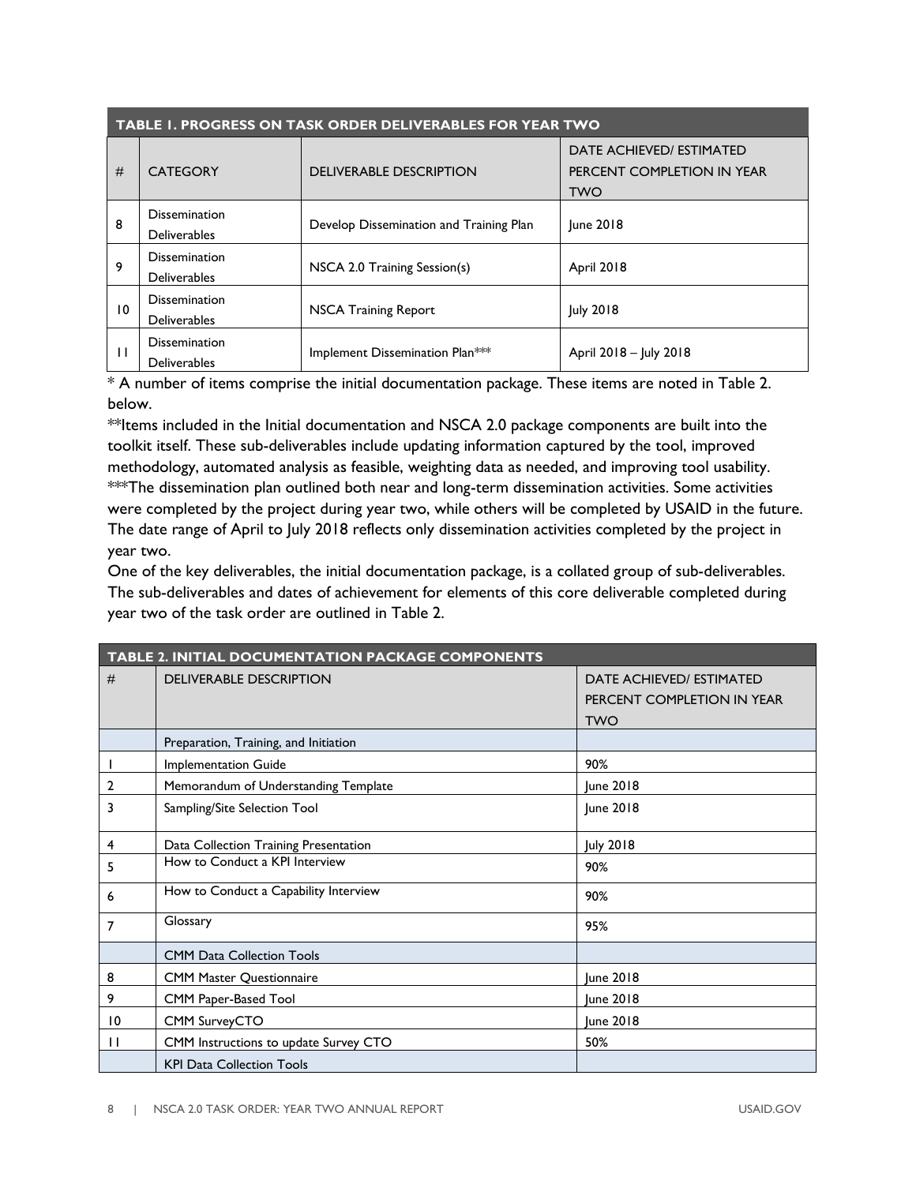| TABLE 1. PROGRESS ON TASK ORDER DELIVERABLES FOR YEAR TWO | | | |
|---|---|---|---|
| # | CATEGORY | DELIVERABLE DESCRIPTION | DATE ACHIEVED/ ESTIMATED PERCENT COMPLETION IN YEAR TWO |
| 8 | Dissemination Deliverables | Develop Dissemination and Training Plan | June 2018 |
| 9 | Dissemination Deliverables | NSCA 2.0 Training Session(s) | April 2018 |
| 10 | Dissemination Deliverables | NSCA Training Report | July 2018 |
| 11 | Dissemination Deliverables | Implement Dissemination Plan*** | April 2018 – July 2018 |

* A number of items comprise the initial documentation package. These items are noted in Table 2. below.

**Items included in the Initial documentation and NSCA 2.0 package components are built into the toolkit itself. These sub-deliverables include updating information captured by the tool, improved methodology, automated analysis as feasible, weighting data as needed, and improving tool usability.

***The dissemination plan outlined both near and long-term dissemination activities. Some activities were completed by the project during year two, while others will be completed by USAID in the future. The date range of April to July 2018 reflects only dissemination activities completed by the project in year two.

One of the key deliverables, the initial documentation package, is a collated group of sub-deliverables. The sub-deliverables and dates of achievement for elements of this core deliverable completed during year two of the task order are outlined in Table 2.

| TABLE 2. INITIAL DOCUMENTATION PACKAGE COMPONENTS | | |
|---|---|---|
| # | DELIVERABLE DESCRIPTION | DATE ACHIEVED/ ESTIMATED PERCENT COMPLETION IN YEAR TWO |
| | Preparation, Training, and Initiation | |
| 1 | Implementation Guide | 90% |
| 2 | Memorandum of Understanding Template | June 2018 |
| 3 | Sampling/Site Selection Tool | June 2018 |
| 4 | Data Collection Training Presentation | July 2018 |
| 5 | How to Conduct a KPI Interview | 90% |
| 6 | How to Conduct a Capability Interview | 90% |
| 7 | Glossary | 95% |
| | CMM Data Collection Tools | |
| 8 | CMM Master Questionnaire | June 2018 |
| 9 | CMM Paper-Based Tool | June 2018 |
| 10 | CMM SurveyCTO | June 2018 |
| 11 | CMM Instructions to update Survey CTO | 50% |
| | KPI Data Collection Tools | |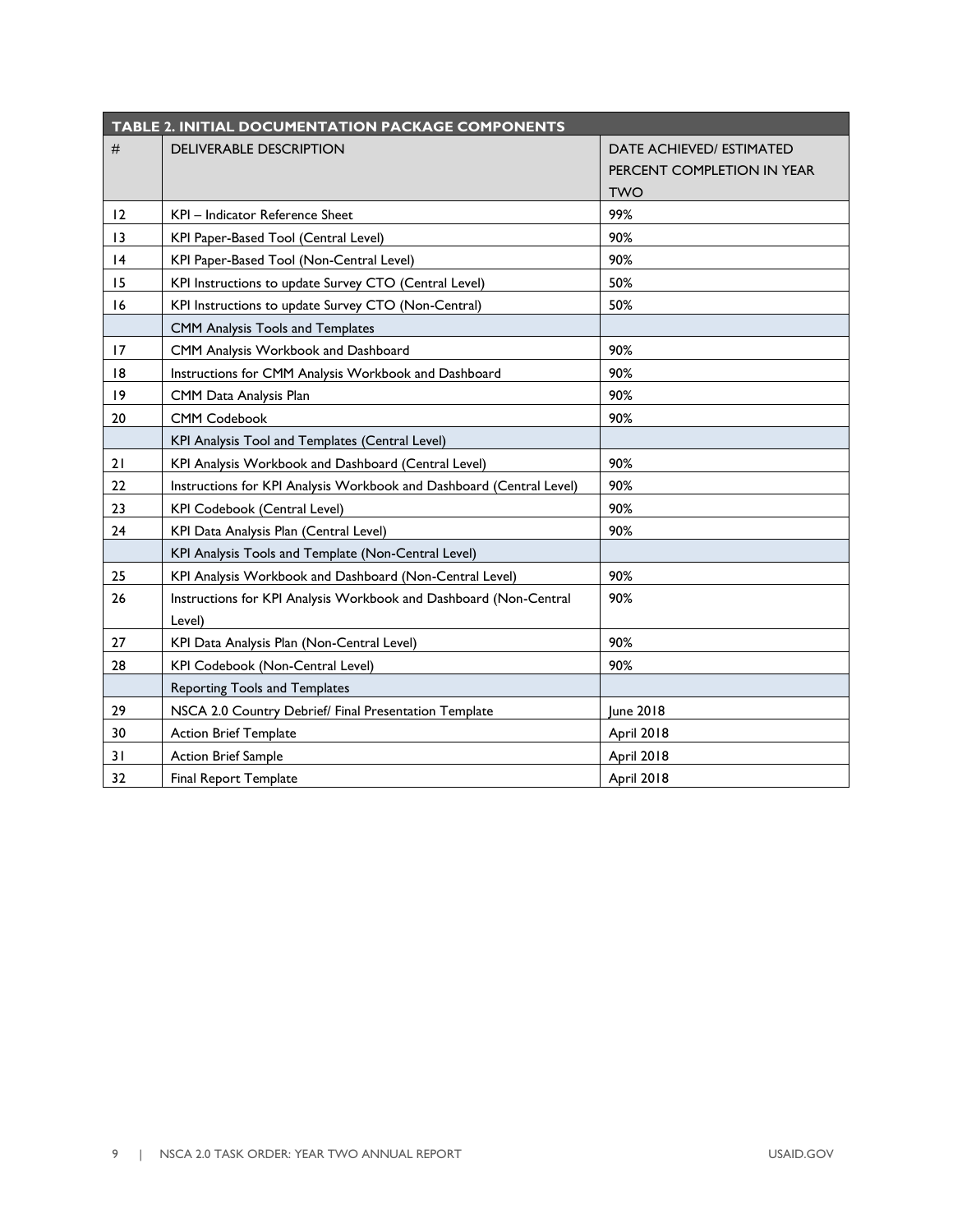| TABLE 2. INITIAL DOCUMENTATION PACKAGE COMPONENTS | | |
|---|---|---|
| # | DELIVERABLE DESCRIPTION | DATE ACHIEVED/ ESTIMATED PERCENT COMPLETION IN YEAR TWO |
| 12 | KPI – Indicator Reference Sheet | 99% |
| 13 | KPI Paper-Based Tool (Central Level) | 90% |
| 14 | KPI Paper-Based Tool (Non-Central Level) | 90% |
| 15 | KPI Instructions to update Survey CTO (Central Level) | 50% |
| 16 | KPI Instructions to update Survey CTO (Non-Central) | 50% |
| | CMM Analysis Tools and Templates | |
| 17 | CMM Analysis Workbook and Dashboard | 90% |
| 18 | Instructions for CMM Analysis Workbook and Dashboard | 90% |
| 19 | CMM Data Analysis Plan | 90% |
| 20 | CMM Codebook | 90% |
| | KPI Analysis Tool and Templates (Central Level) | |
| 21 | KPI Analysis Workbook and Dashboard (Central Level) | 90% |
| 22 | Instructions for KPI Analysis Workbook and Dashboard (Central Level) | 90% |
| 23 | KPI Codebook (Central Level) | 90% |
| 24 | KPI Data Analysis Plan (Central Level) | 90% |
| | KPI Analysis Tools and Template (Non-Central Level) | |
| 25 | KPI Analysis Workbook and Dashboard (Non-Central Level) | 90% |
| 26 | Instructions for KPI Analysis Workbook and Dashboard (Non-Central Level) | 90% |
| 27 | KPI Data Analysis Plan (Non-Central Level) | 90% |
| 28 | KPI Codebook (Non-Central Level) | 90% |
| | Reporting Tools and Templates | |
| 29 | NSCA 2.0 Country Debrief/ Final Presentation Template | June 2018 |
| 30 | Action Brief Template | April 2018 |
| 31 | Action Brief Sample | April 2018 |
| 32 | Final Report Template | April 2018 |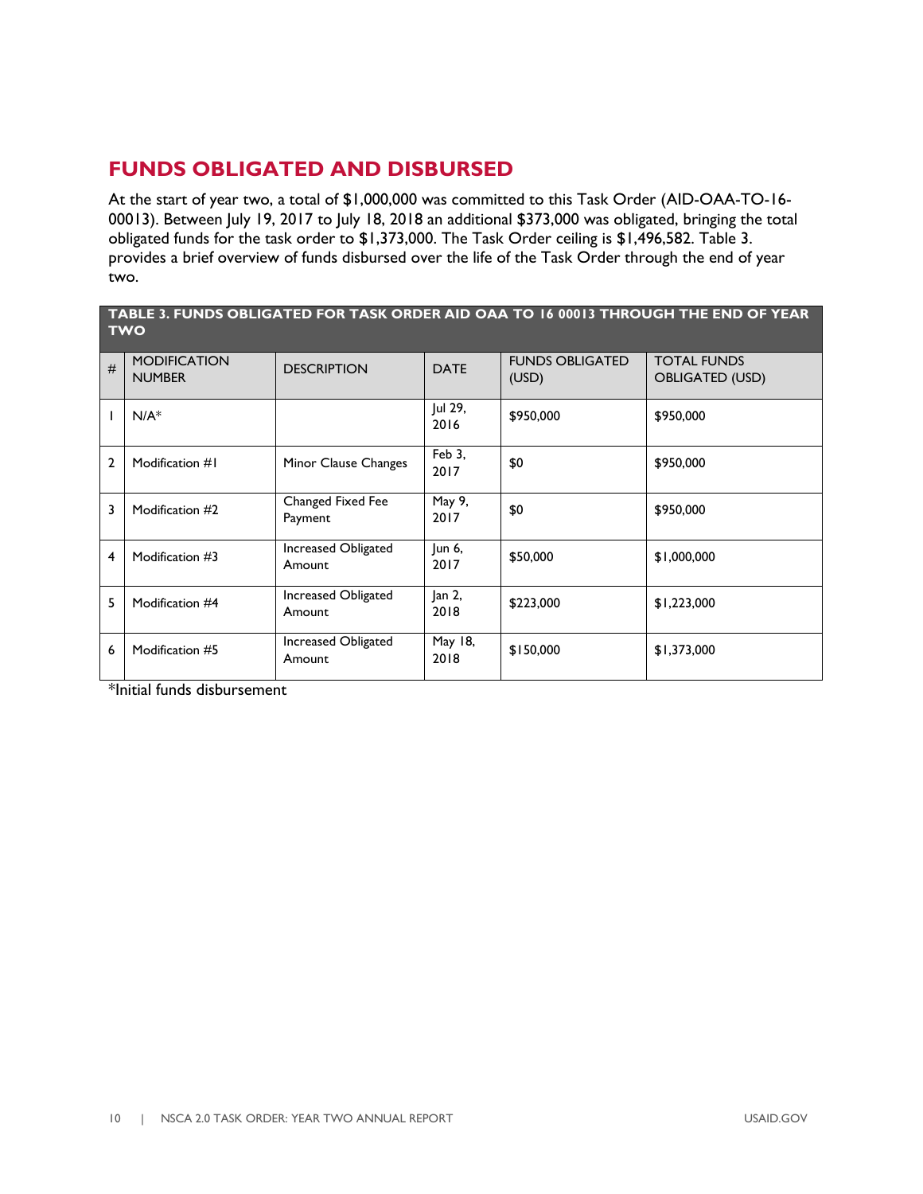## FUNDS OBLIGATED AND DISBURSED

At the start of year two, a total of $1,000,000 was committed to this Task Order (AID-OAA-TO-16-00013). Between July 19, 2017 to July 18, 2018 an additional $373,000 was obligated, bringing the total obligated funds for the task order to $1,373,000. The Task Order ceiling is $1,496,582. Table 3. provides a brief overview of funds disbursed over the life of the Task Order through the end of year two.

**TABLE 3. FUNDS OBLIGATED FOR TASK ORDER AID OAA TO 16 00013 THROUGH THE END OF YEAR TWO**

| # | MODIFICATION NUMBER | DESCRIPTION | DATE | FUNDS OBLIGATED (USD) | TOTAL FUNDS OBLIGATED (USD) |
|---|---|---|---|---|---|
| 1 | N/A* | | Jul 29, 2016 | $950,000 | $950,000 |
| 2 | Modification #1 | Minor Clause Changes | Feb 3, 2017 | $0 | $950,000 |
| 3 | Modification #2 | Changed Fixed Fee Payment | May 9, 2017 | $0 | $950,000 |
| 4 | Modification #3 | Increased Obligated Amount | Jun 6, 2017 | $50,000 | $1,000,000 |
| 5 | Modification #4 | Increased Obligated Amount | Jan 2, 2018 | $223,000 | $1,223,000 |
| 6 | Modification #5 | Increased Obligated Amount | May 18, 2018 | $150,000 | $1,373,000 |

*Initial funds disbursement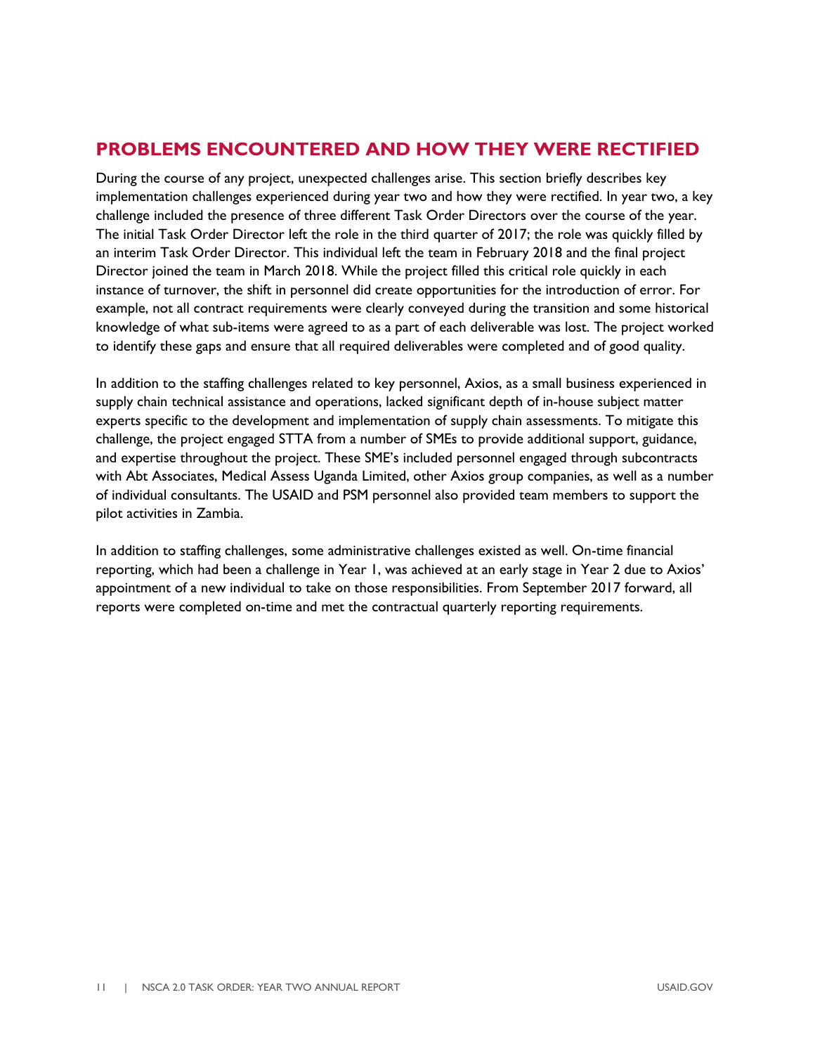## PROBLEMS ENCOUNTERED AND HOW THEY WERE RECTIFIED

During the course of any project, unexpected challenges arise. This section briefly describes key implementation challenges experienced during year two and how they were rectified. In year two, a key challenge included the presence of three different Task Order Directors over the course of the year. The initial Task Order Director left the role in the third quarter of 2017; the role was quickly filled by an interim Task Order Director. This individual left the team in February 2018 and the final project Director joined the team in March 2018. While the project filled this critical role quickly in each instance of turnover, the shift in personnel did create opportunities for the introduction of error. For example, not all contract requirements were clearly conveyed during the transition and some historical knowledge of what sub-items were agreed to as a part of each deliverable was lost. The project worked to identify these gaps and ensure that all required deliverables were completed and of good quality.

In addition to the staffing challenges related to key personnel, Axios, as a small business experienced in supply chain technical assistance and operations, lacked significant depth of in-house subject matter experts specific to the development and implementation of supply chain assessments. To mitigate this challenge, the project engaged STTA from a number of SMEs to provide additional support, guidance, and expertise throughout the project. These SME's included personnel engaged through subcontracts with Abt Associates, Medical Assess Uganda Limited, other Axios group companies, as well as a number of individual consultants. The USAID and PSM personnel also provided team members to support the pilot activities in Zambia.

In addition to staffing challenges, some administrative challenges existed as well. On-time financial reporting, which had been a challenge in Year 1, was achieved at an early stage in Year 2 due to Axios' appointment of a new individual to take on those responsibilities. From September 2017 forward, all reports were completed on-time and met the contractual quarterly reporting requirements.